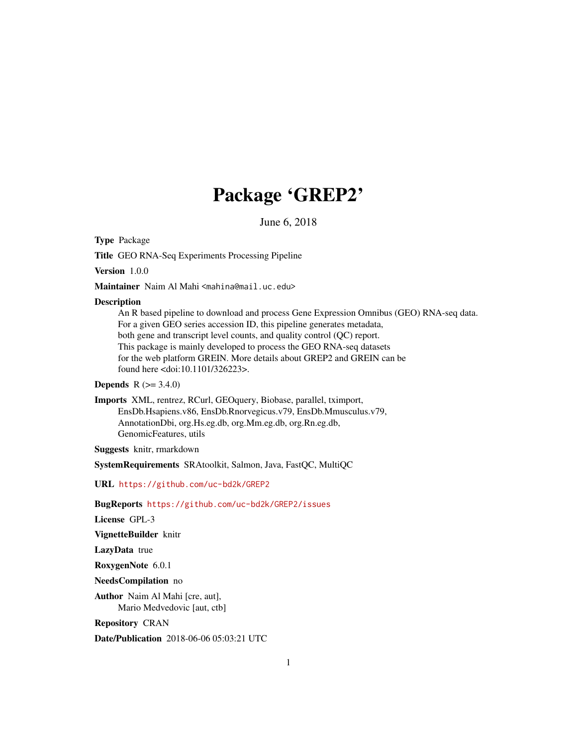# Package 'GREP2'

June 6, 2018

**Type** Package

**Title** GEO RNA-Seq Experiments Processing Pipeline

**Version** 1.0.0

**Maintainer** Naim Al Mahi <mahina@mail.uc.edu>

**Description**
An R based pipeline to download and process Gene Expression Omnibus (GEO) RNA-seq data.
For a given GEO series accession ID, this pipeline generates metadata,
both gene and transcript level counts, and quality control (QC) report.
This package is mainly developed to process the GEO RNA-seq datasets
for the web platform GREIN. More details about GREP2 and GREIN can be
found here <doi:10.1101/326223>.

**Depends** R (>= 3.4.0)

**Imports** XML, rentrez, RCurl, GEOquery, Biobase, parallel, tximport,
EnsDb.Hsapiens.v86, EnsDb.Rnorvegicus.v79, EnsDb.Mmusculus.v79,
AnnotationDbi, org.Hs.eg.db, org.Mm.eg.db, org.Rn.eg.db,
GenomicFeatures, utils

**Suggests** knitr, rmarkdown

**SystemRequirements** SRAtoolkit, Salmon, Java, FastQC, MultiQC

**URL** https://github.com/uc-bd2k/GREP2

**BugReports** https://github.com/uc-bd2k/GREP2/issues

**License** GPL-3

**VignetteBuilder** knitr

**LazyData** true

**RoxygenNote** 6.0.1

**NeedsCompilation** no

**Author** Naim Al Mahi [cre, aut],
Mario Medvedovic [aut, ctb]

**Repository** CRAN

**Date/Publication** 2018-06-06 05:03:21 UTC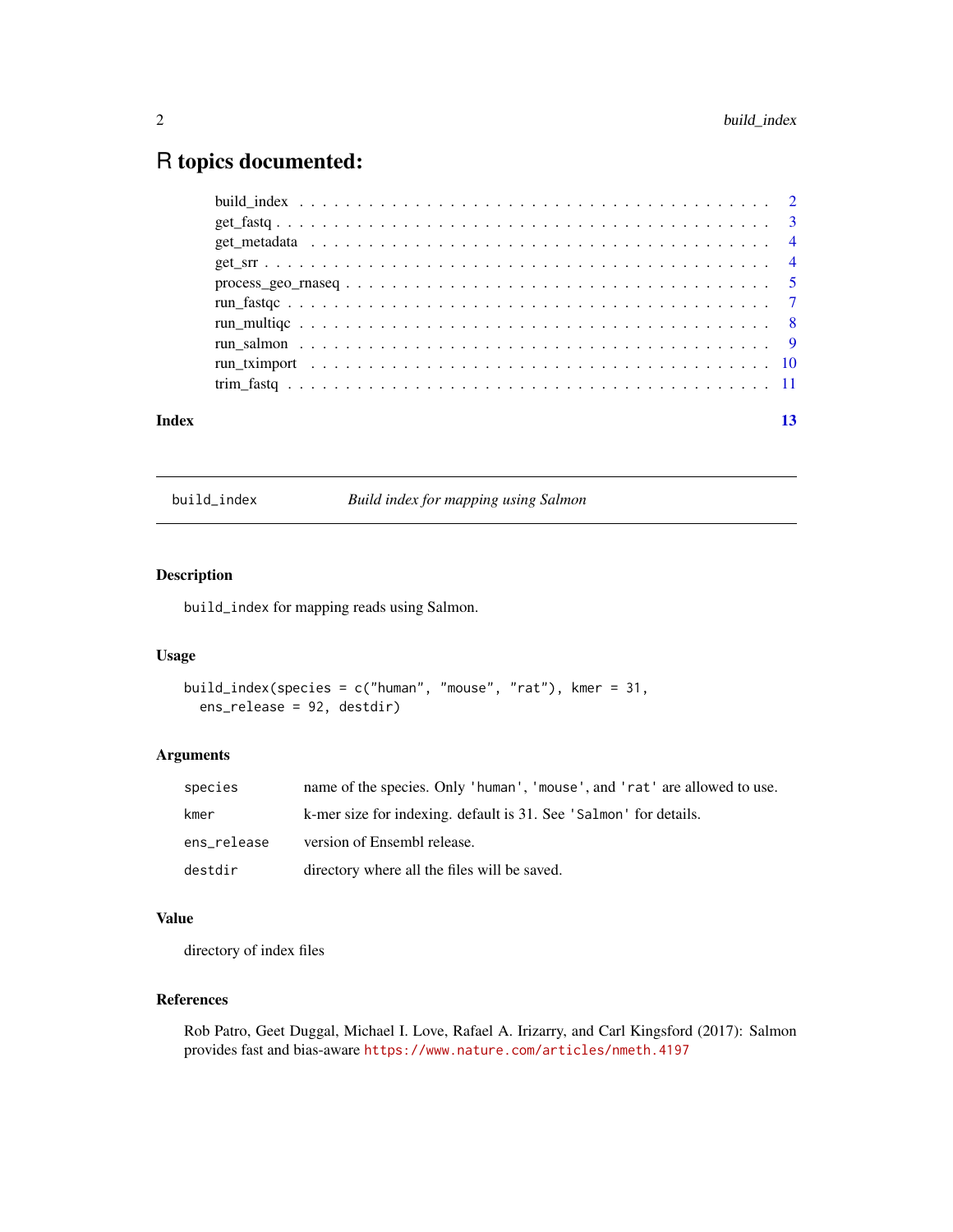# R topics documented:

- build_index . . . . . . . . . . . . . . . . . . . . . . . . . . . . . . . . . . . . . 2
- get_fastq . . . . . . . . . . . . . . . . . . . . . . . . . . . . . . . . . . . . . . 3
- get_metadata . . . . . . . . . . . . . . . . . . . . . . . . . . . . . . . . . . . . 4
- get_srr . . . . . . . . . . . . . . . . . . . . . . . . . . . . . . . . . . . . . . . 4
- process_geo_rnaseq . . . . . . . . . . . . . . . . . . . . . . . . . . . . . . . . 5
- run_fastqc . . . . . . . . . . . . . . . . . . . . . . . . . . . . . . . . . . . . . 7
- run_multiqc . . . . . . . . . . . . . . . . . . . . . . . . . . . . . . . . . . . . 8
- run_salmon . . . . . . . . . . . . . . . . . . . . . . . . . . . . . . . . . . . . . 9
- run_tximport . . . . . . . . . . . . . . . . . . . . . . . . . . . . . . . . . . . 10
- trim_fastq . . . . . . . . . . . . . . . . . . . . . . . . . . . . . . . . . . . . . 11

**Index** **13**

---

## build_index *Build index for mapping using Salmon*

### Description

build_index for mapping reads using Salmon.

### Usage

```
build_index(species = c("human", "mouse", "rat"), kmer = 31,
  ens_release = 92, destdir)
```

### Arguments

| | |
|---|---|
| species | name of the species. Only 'human', 'mouse', and 'rat' are allowed to use. |
| kmer | k-mer size for indexing. default is 31. See 'Salmon' for details. |
| ens_release | version of Ensembl release. |
| destdir | directory where all the files will be saved. |

### Value

directory of index files

### References

Rob Patro, Geet Duggal, Michael I. Love, Rafael A. Irizarry, and Carl Kingsford (2017): Salmon provides fast and bias-aware https://www.nature.com/articles/nmeth.4197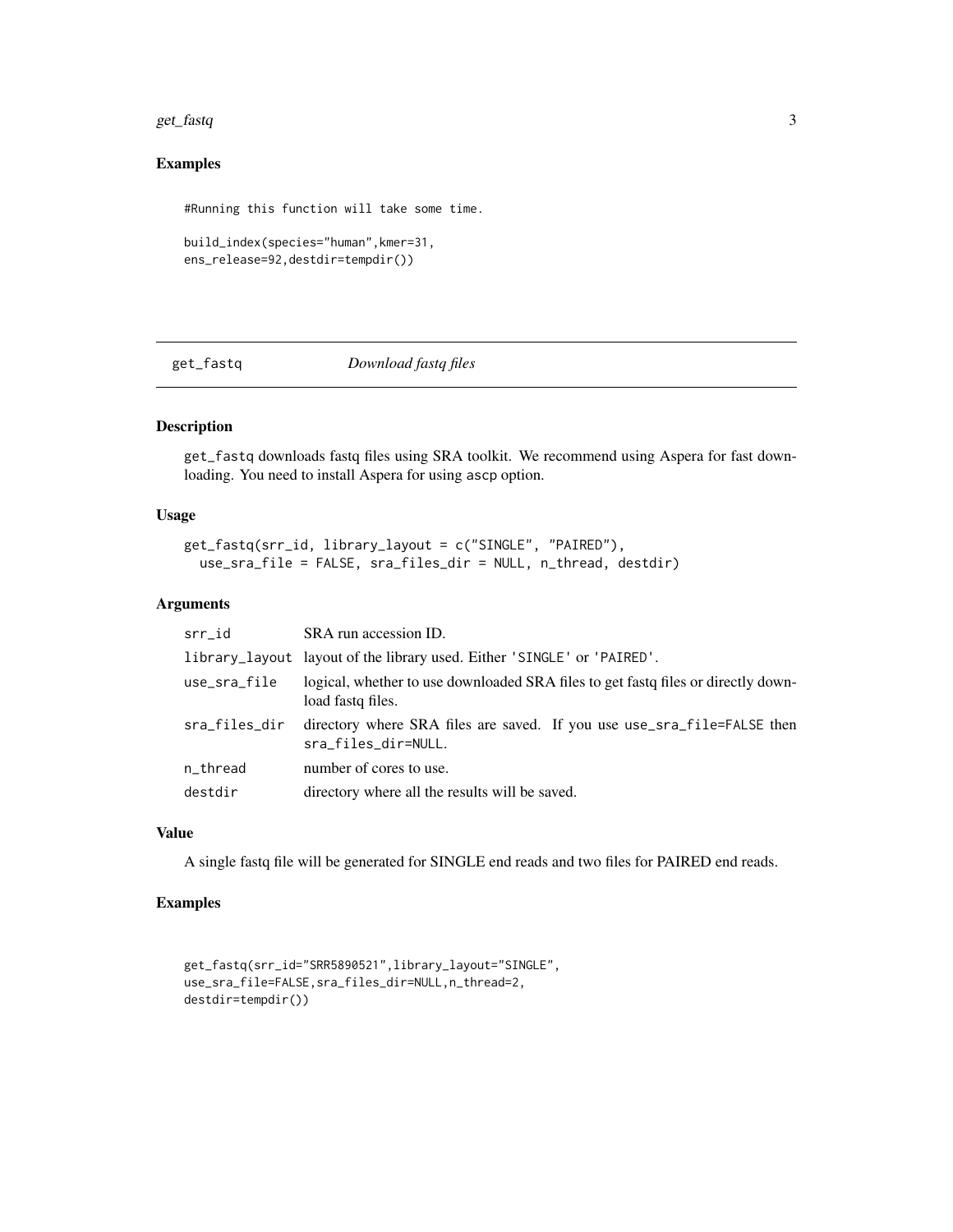## Examples

```
#Running this function will take some time.

build_index(species="human",kmer=31,
ens_release=92,destdir=tempdir())
```

---

# get_fastq *Download fastq files*

## Description

`get_fastq` downloads fastq files using SRA toolkit. We recommend using Aspera for fast downloading. You need to install Aspera for using `ascp` option.

## Usage

```
get_fastq(srr_id, library_layout = c("SINGLE", "PAIRED"),
  use_sra_file = FALSE, sra_files_dir = NULL, n_thread, destdir)
```

## Arguments

| | |
|---|---|
| `srr_id` | SRA run accession ID. |
| `library_layout` | layout of the library used. Either `'SINGLE'` or `'PAIRED'`. |
| `use_sra_file` | logical, whether to use downloaded SRA files to get fastq files or directly download fastq files. |
| `sra_files_dir` | directory where SRA files are saved. If you use `use_sra_file=FALSE` then `sra_files_dir=NULL`. |
| `n_thread` | number of cores to use. |
| `destdir` | directory where all the results will be saved. |

## Value

A single fastq file will be generated for SINGLE end reads and two files for PAIRED end reads.

## Examples

```
get_fastq(srr_id="SRR5890521",library_layout="SINGLE",
use_sra_file=FALSE,sra_files_dir=NULL,n_thread=2,
destdir=tempdir())
```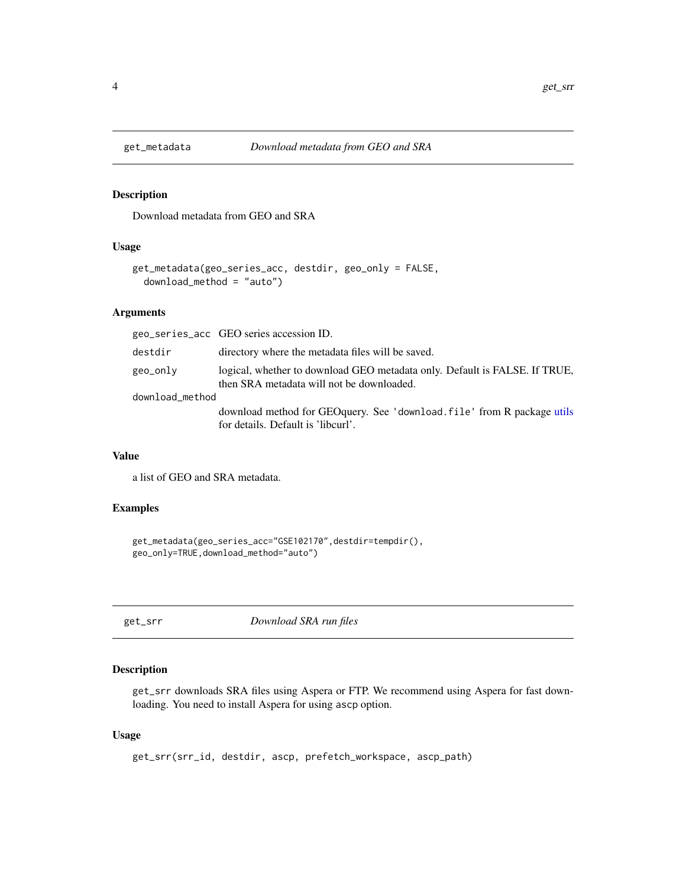## get_metadata *Download metadata from GEO and SRA*

### Description

Download metadata from GEO and SRA

### Usage

```
get_metadata(geo_series_acc, destdir, geo_only = FALSE,
  download_method = "auto")
```

### Arguments

| | |
|---|---|
| `geo_series_acc` | GEO series accession ID. |
| `destdir` | directory where the metadata files will be saved. |
| `geo_only` | logical, whether to download GEO metadata only. Default is FALSE. If TRUE, then SRA metadata will not be downloaded. |
| `download_method` | download method for GEOquery. See `'download.file'` from R package utils for details. Default is 'libcurl'. |

### Value

a list of GEO and SRA metadata.

### Examples

```
get_metadata(geo_series_acc="GSE102170",destdir=tempdir(),
geo_only=TRUE,download_method="auto")
```

## get_srr *Download SRA run files*

### Description

`get_srr` downloads SRA files using Aspera or FTP. We recommend using Aspera for fast downloading. You need to install Aspera for using `ascp` option.

### Usage

```
get_srr(srr_id, destdir, ascp, prefetch_workspace, ascp_path)
```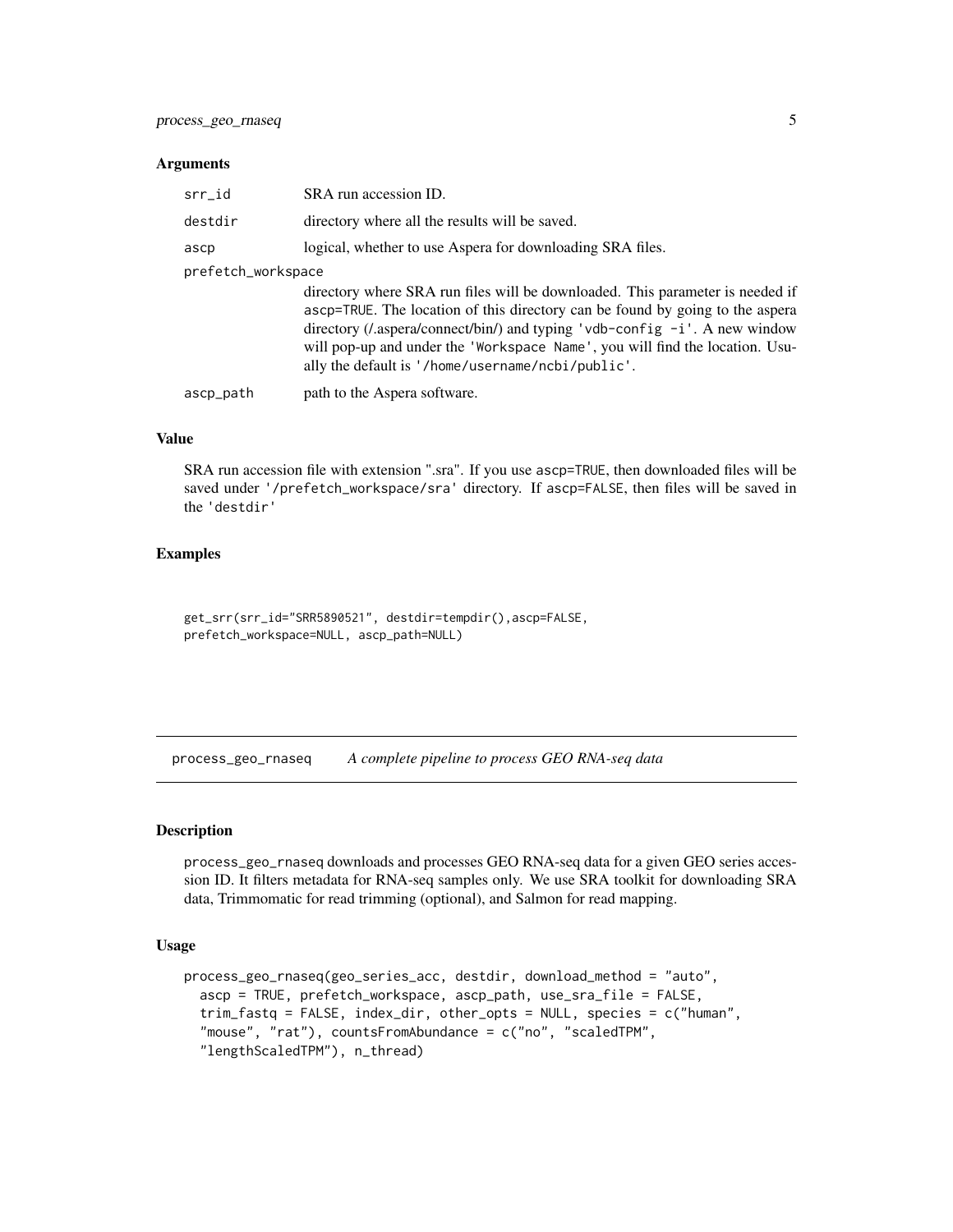### Arguments

| | |
|---|---|
| srr_id | SRA run accession ID. |
| destdir | directory where all the results will be saved. |
| ascp | logical, whether to use Aspera for downloading SRA files. |
| prefetch_workspace | directory where SRA run files will be downloaded. This parameter is needed if ascp=TRUE. The location of this directory can be found by going to the aspera directory (/.aspera/connect/bin/) and typing 'vdb-config -i'. A new window will pop-up and under the 'Workspace Name', you will find the location. Usually the default is '/home/username/ncbi/public'. |
| ascp_path | path to the Aspera software. |

### Value

SRA run accession file with extension ".sra". If you use ascp=TRUE, then downloaded files will be saved under '/prefetch_workspace/sra' directory. If ascp=FALSE, then files will be saved in the 'destdir'

### Examples

```
get_srr(srr_id="SRR5890521", destdir=tempdir(),ascp=FALSE,
prefetch_workspace=NULL, ascp_path=NULL)
```

---

## process_geo_rnaseq — *A complete pipeline to process GEO RNA-seq data*

### Description

process_geo_rnaseq downloads and processes GEO RNA-seq data for a given GEO series accession ID. It filters metadata for RNA-seq samples only. We use SRA toolkit for downloading SRA data, Trimmomatic for read trimming (optional), and Salmon for read mapping.

### Usage

```
process_geo_rnaseq(geo_series_acc, destdir, download_method = "auto",
  ascp = TRUE, prefetch_workspace, ascp_path, use_sra_file = FALSE,
  trim_fastq = FALSE, index_dir, other_opts = NULL, species = c("human",
  "mouse", "rat"), countsFromAbundance = c("no", "scaledTPM",
  "lengthScaledTPM"), n_thread)
```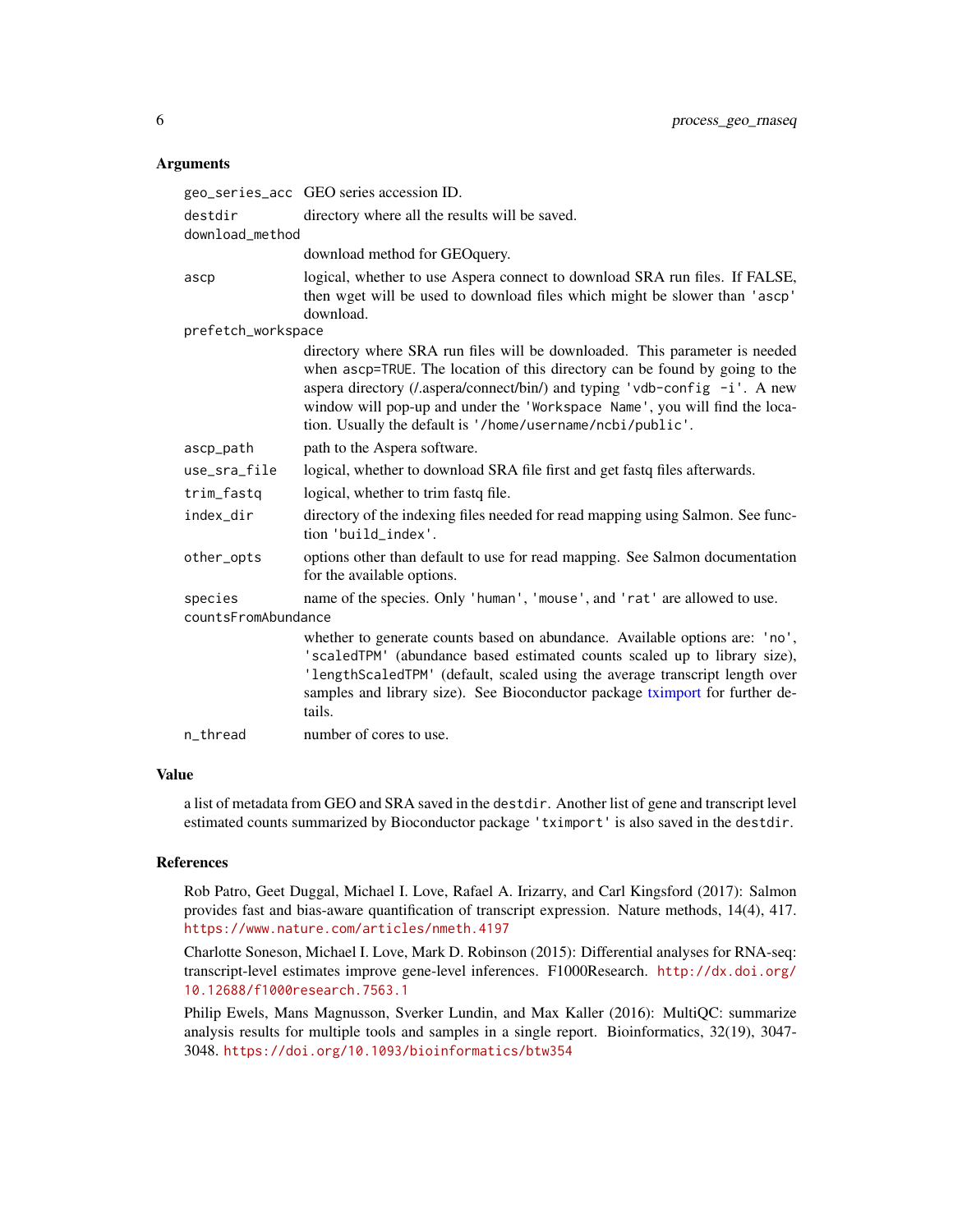## Arguments

| | |
|---|---|
| `geo_series_acc` | GEO series accession ID. |
| `destdir` | directory where all the results will be saved. |
| `download_method` | download method for GEOquery. |
| `ascp` | logical, whether to use Aspera connect to download SRA run files. If FALSE, then wget will be used to download files which might be slower than 'ascp' download. |
| `prefetch_workspace` | directory where SRA run files will be downloaded. This parameter is needed when ascp=TRUE. The location of this directory can be found by going to the aspera directory (/.aspera/connect/bin/) and typing 'vdb-config -i'. A new window will pop-up and under the 'Workspace Name', you will find the location. Usually the default is '/home/username/ncbi/public'. |
| `ascp_path` | path to the Aspera software. |
| `use_sra_file` | logical, whether to download SRA file first and get fastq files afterwards. |
| `trim_fastq` | logical, whether to trim fastq file. |
| `index_dir` | directory of the indexing files needed for read mapping using Salmon. See function 'build_index'. |
| `other_opts` | options other than default to use for read mapping. See Salmon documentation for the available options. |
| `species` | name of the species. Only 'human', 'mouse', and 'rat' are allowed to use. |
| `countsFromAbundance` | whether to generate counts based on abundance. Available options are: 'no', 'scaledTPM' (abundance based estimated counts scaled up to library size), 'lengthScaledTPM' (default, scaled using the average transcript length over samples and library size). See Bioconductor package tximport for further details. |
| `n_thread` | number of cores to use. |

## Value

a list of metadata from GEO and SRA saved in the `destdir`. Another list of gene and transcript level estimated counts summarized by Bioconductor package 'tximport' is also saved in the `destdir`.

## References

Rob Patro, Geet Duggal, Michael I. Love, Rafael A. Irizarry, and Carl Kingsford (2017): Salmon provides fast and bias-aware quantification of transcript expression. Nature methods, 14(4), 417. https://www.nature.com/articles/nmeth.4197

Charlotte Soneson, Michael I. Love, Mark D. Robinson (2015): Differential analyses for RNA-seq: transcript-level estimates improve gene-level inferences. F1000Research. http://dx.doi.org/10.12688/f1000research.7563.1

Philip Ewels, Mans Magnusson, Sverker Lundin, and Max Kaller (2016): MultiQC: summarize analysis results for multiple tools and samples in a single report. Bioinformatics, 32(19), 3047-3048. https://doi.org/10.1093/bioinformatics/btw354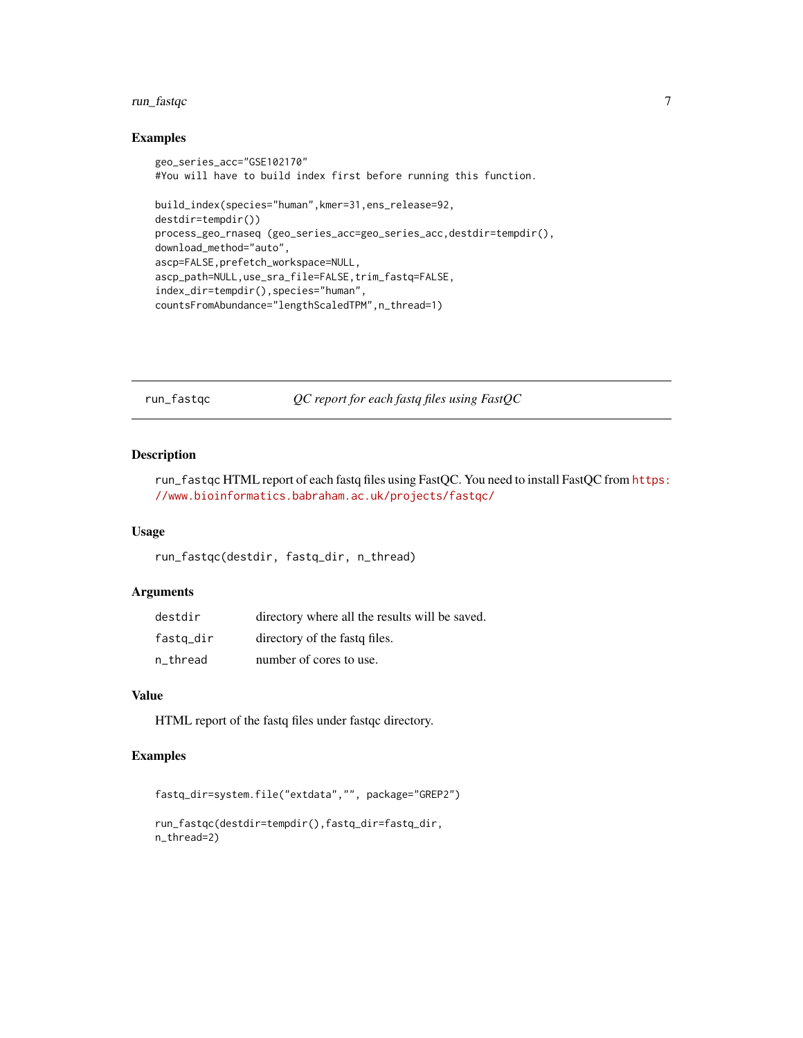### Examples

```
geo_series_acc="GSE102170"
#You will have to build index first before running this function.

build_index(species="human",kmer=31,ens_release=92,
destdir=tempdir())
process_geo_rnaseq (geo_series_acc=geo_series_acc,destdir=tempdir(),
download_method="auto",
ascp=FALSE,prefetch_workspace=NULL,
ascp_path=NULL,use_sra_file=FALSE,trim_fastq=FALSE,
index_dir=tempdir(),species="human",
countsFromAbundance="lengthScaledTPM",n_thread=1)
```

---

## run_fastqc *QC report for each fastq files using FastQC*

---

### Description

run_fastqc HTML report of each fastq files using FastQC. You need to install FastQC from https://www.bioinformatics.babraham.ac.uk/projects/fastqc/

### Usage

```
run_fastqc(destdir, fastq_dir, n_thread)
```

### Arguments

| | |
|---|---|
| destdir | directory where all the results will be saved. |
| fastq_dir | directory of the fastq files. |
| n_thread | number of cores to use. |

### Value

HTML report of the fastq files under fastqc directory.

### Examples

```
fastq_dir=system.file("extdata","", package="GREP2")

run_fastqc(destdir=tempdir(),fastq_dir=fastq_dir,
n_thread=2)
```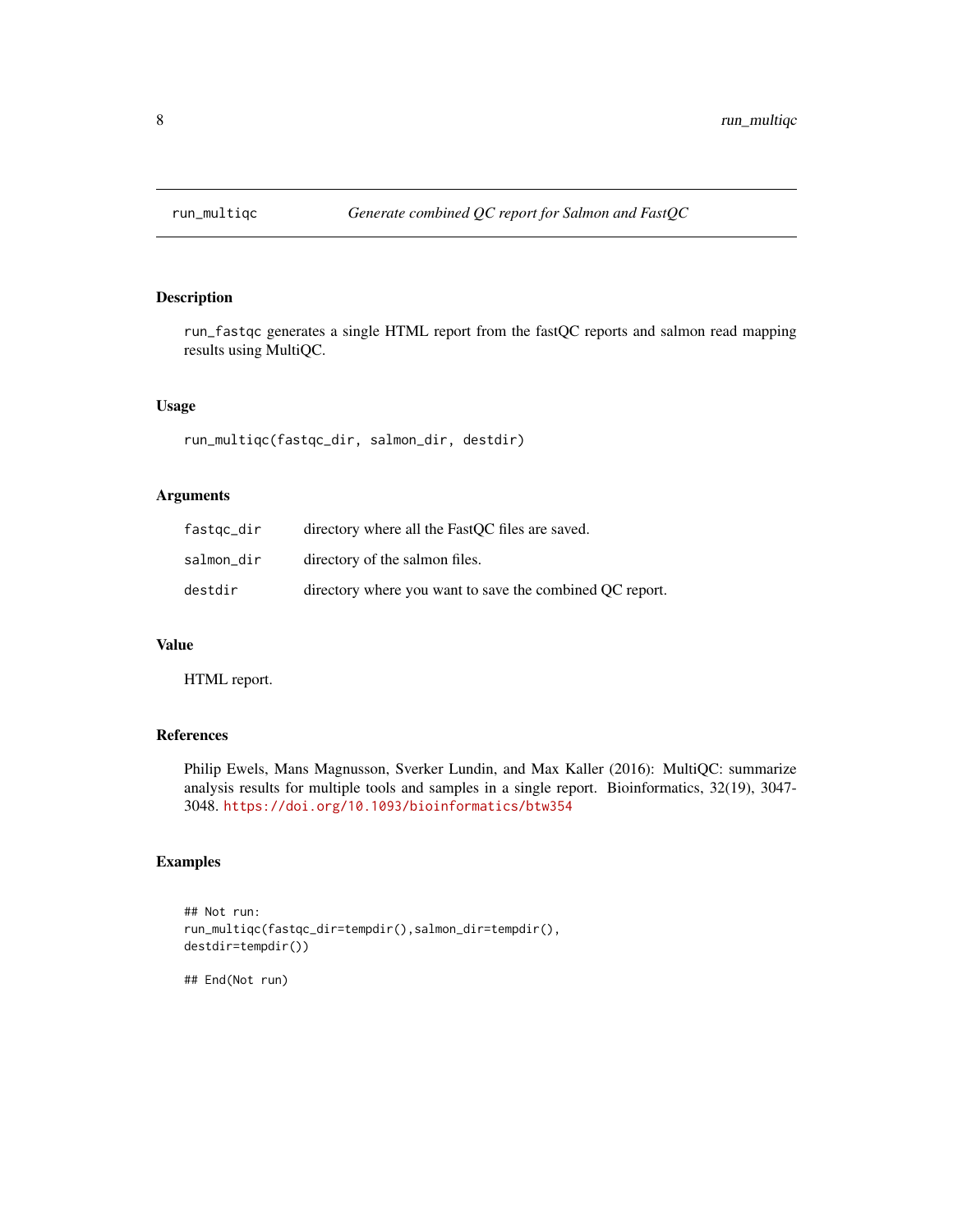# run_multiqc — *Generate combined QC report for Salmon and FastQC*

## Description

run_fastqc generates a single HTML report from the fastQC reports and salmon read mapping results using MultiQC.

## Usage

```
run_multiqc(fastqc_dir, salmon_dir, destdir)
```

## Arguments

| | |
|---|---|
| fastqc_dir | directory where all the FastQC files are saved. |
| salmon_dir | directory of the salmon files. |
| destdir | directory where you want to save the combined QC report. |

## Value

HTML report.

## References

Philip Ewels, Mans Magnusson, Sverker Lundin, and Max Kaller (2016): MultiQC: summarize analysis results for multiple tools and samples in a single report. Bioinformatics, 32(19), 3047-3048. https://doi.org/10.1093/bioinformatics/btw354

## Examples

```
## Not run:
run_multiqc(fastqc_dir=tempdir(),salmon_dir=tempdir(),
destdir=tempdir())

## End(Not run)
```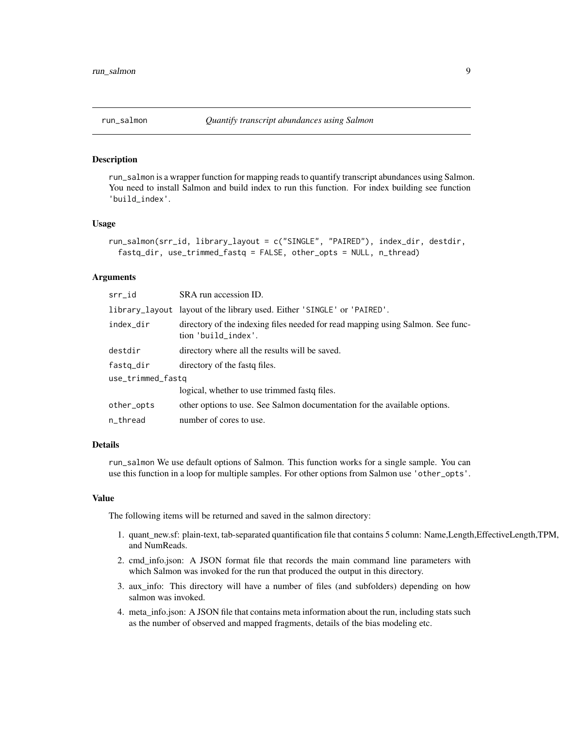## run_salmon — *Quantify transcript abundances using Salmon*

### Description

run_salmon is a wrapper function for mapping reads to quantify transcript abundances using Salmon. You need to install Salmon and build index to run this function. For index building see function 'build_index'.

### Usage

```
run_salmon(srr_id, library_layout = c("SINGLE", "PAIRED"), index_dir, destdir,
  fastq_dir, use_trimmed_fastq = FALSE, other_opts = NULL, n_thread)
```

### Arguments

| Argument | Description |
|---|---|
| srr_id | SRA run accession ID. |
| library_layout | layout of the library used. Either 'SINGLE' or 'PAIRED'. |
| index_dir | directory of the indexing files needed for read mapping using Salmon. See function 'build_index'. |
| destdir | directory where all the results will be saved. |
| fastq_dir | directory of the fastq files. |
| use_trimmed_fastq | logical, whether to use trimmed fastq files. |
| other_opts | other options to use. See Salmon documentation for the available options. |
| n_thread | number of cores to use. |

### Details

run_salmon We use default options of Salmon. This function works for a single sample. You can use this function in a loop for multiple samples. For other options from Salmon use 'other_opts'.

### Value

The following items will be returned and saved in the salmon directory:

1. quant_new.sf: plain-text, tab-separated quantification file that contains 5 column: Name,Length,EffectiveLength,TPM, and NumReads.
2. cmd_info.json: A JSON format file that records the main command line parameters with which Salmon was invoked for the run that produced the output in this directory.
3. aux_info: This directory will have a number of files (and subfolders) depending on how salmon was invoked.
4. meta_info.json: A JSON file that contains meta information about the run, including stats such as the number of observed and mapped fragments, details of the bias modeling etc.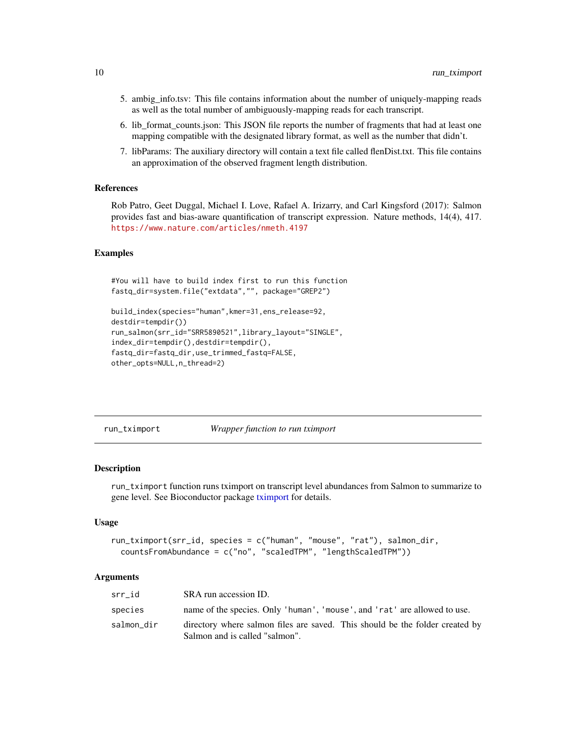5. ambig_info.tsv: This file contains information about the number of uniquely-mapping reads as well as the total number of ambiguously-mapping reads for each transcript.
6. lib_format_counts.json: This JSON file reports the number of fragments that had at least one mapping compatible with the designated library format, as well as the number that didn't.
7. libParams: The auxiliary directory will contain a text file called flenDist.txt. This file contains an approximation of the observed fragment length distribution.

### References

Rob Patro, Geet Duggal, Michael I. Love, Rafael A. Irizarry, and Carl Kingsford (2017): Salmon provides fast and bias-aware quantification of transcript expression. Nature methods, 14(4), 417. https://www.nature.com/articles/nmeth.4197

### Examples

```
#You will have to build index first to run this function
fastq_dir=system.file("extdata","", package="GREP2")

build_index(species="human",kmer=31,ens_release=92,
destdir=tempdir())
run_salmon(srr_id="SRR5890521",library_layout="SINGLE",
index_dir=tempdir(),destdir=tempdir(),
fastq_dir=fastq_dir,use_trimmed_fastq=FALSE,
other_opts=NULL,n_thread=2)
```

---

## run_tximport — *Wrapper function to run tximport*

### Description

run_tximport function runs tximport on transcript level abundances from Salmon to summarize to gene level. See Bioconductor package tximport for details.

### Usage

```
run_tximport(srr_id, species = c("human", "mouse", "rat"), salmon_dir,
  countsFromAbundance = c("no", "scaledTPM", "lengthScaledTPM"))
```

### Arguments

| | |
|---|---|
| srr_id | SRA run accession ID. |
| species | name of the species. Only 'human', 'mouse', and 'rat' are allowed to use. |
| salmon_dir | directory where salmon files are saved. This should be the folder created by Salmon and is called "salmon". |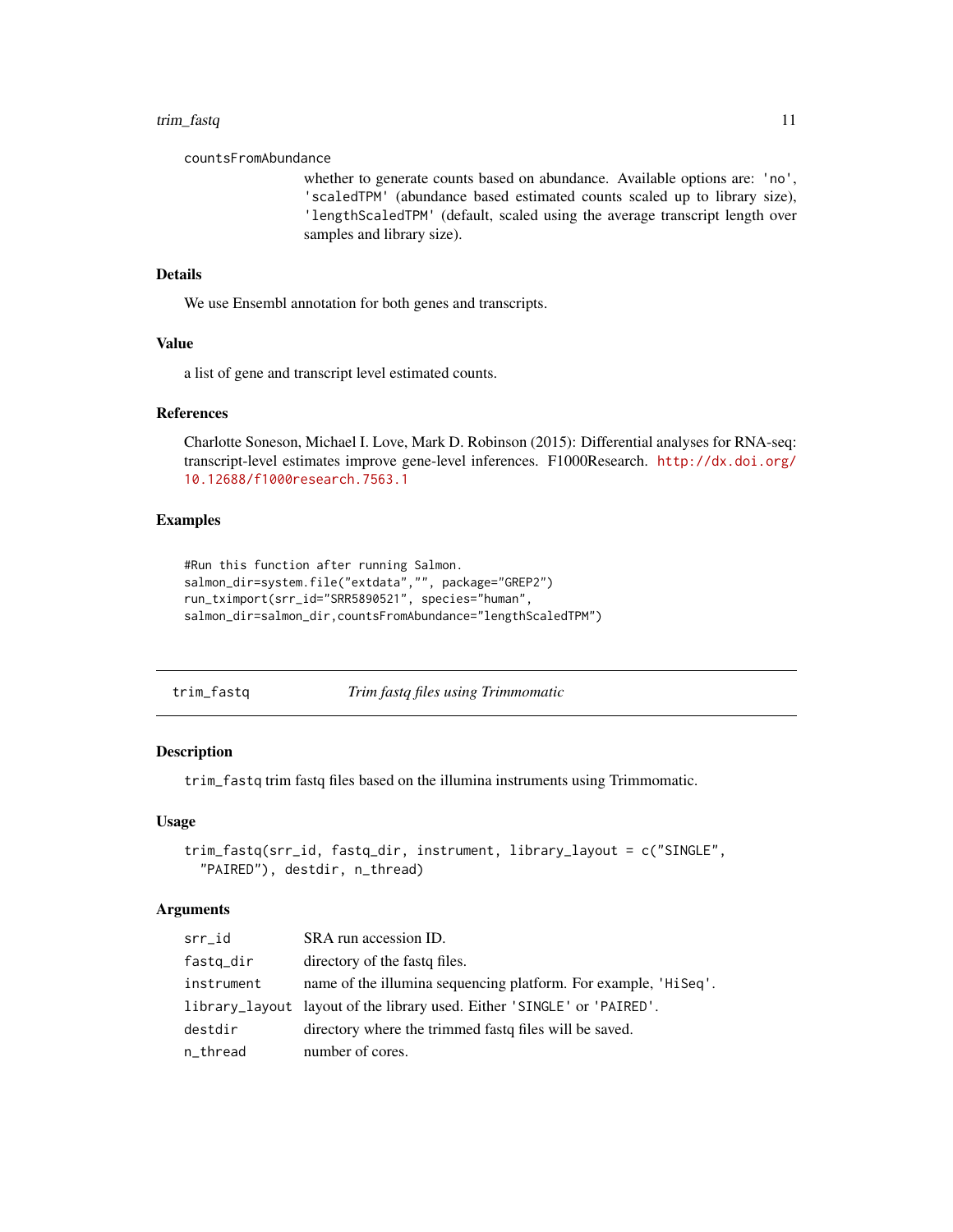countsFromAbundance
: whether to generate counts based on abundance. Available options are: 'no', 'scaledTPM' (abundance based estimated counts scaled up to library size), 'lengthScaledTPM' (default, scaled using the average transcript length over samples and library size).

### Details

We use Ensembl annotation for both genes and transcripts.

### Value

a list of gene and transcript level estimated counts.

### References

Charlotte Soneson, Michael I. Love, Mark D. Robinson (2015): Differential analyses for RNA-seq: transcript-level estimates improve gene-level inferences. F1000Research. http://dx.doi.org/10.12688/f1000research.7563.1

### Examples

```
#Run this function after running Salmon.
salmon_dir=system.file("extdata","", package="GREP2")
run_tximport(srr_id="SRR5890521", species="human",
salmon_dir=salmon_dir,countsFromAbundance="lengthScaledTPM")
```

---

## trim_fastq — *Trim fastq files using Trimmomatic*

### Description

trim_fastq trim fastq files based on the illumina instruments using Trimmomatic.

### Usage

```
trim_fastq(srr_id, fastq_dir, instrument, library_layout = c("SINGLE",
  "PAIRED"), destdir, n_thread)
```

### Arguments

| | |
|---|---|
| srr_id | SRA run accession ID. |
| fastq_dir | directory of the fastq files. |
| instrument | name of the illumina sequencing platform. For example, 'HiSeq'. |
| library_layout | layout of the library used. Either 'SINGLE' or 'PAIRED'. |
| destdir | directory where the trimmed fastq files will be saved. |
| n_thread | number of cores. |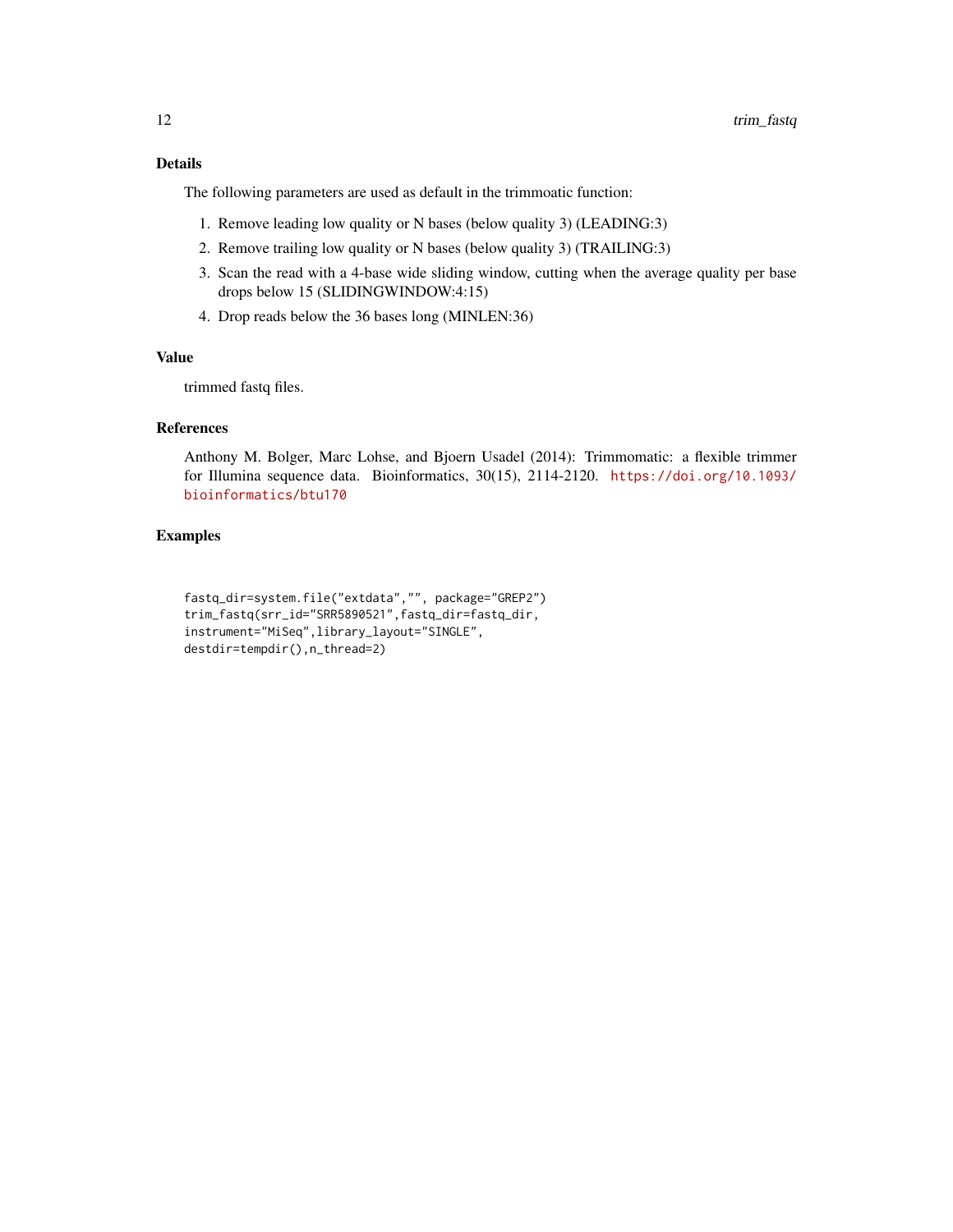## Details

The following parameters are used as default in the trimmoatic function:

1. Remove leading low quality or N bases (below quality 3) (LEADING:3)
2. Remove trailing low quality or N bases (below quality 3) (TRAILING:3)
3. Scan the read with a 4-base wide sliding window, cutting when the average quality per base drops below 15 (SLIDINGWINDOW:4:15)
4. Drop reads below the 36 bases long (MINLEN:36)

## Value

trimmed fastq files.

## References

Anthony M. Bolger, Marc Lohse, and Bjoern Usadel (2014): Trimmomatic: a flexible trimmer for Illumina sequence data. Bioinformatics, 30(15), 2114-2120. https://doi.org/10.1093/bioinformatics/btu170

## Examples

```
fastq_dir=system.file("extdata","", package="GREP2")
trim_fastq(srr_id="SRR5890521",fastq_dir=fastq_dir,
instrument="MiSeq",library_layout="SINGLE",
destdir=tempdir(),n_thread=2)
```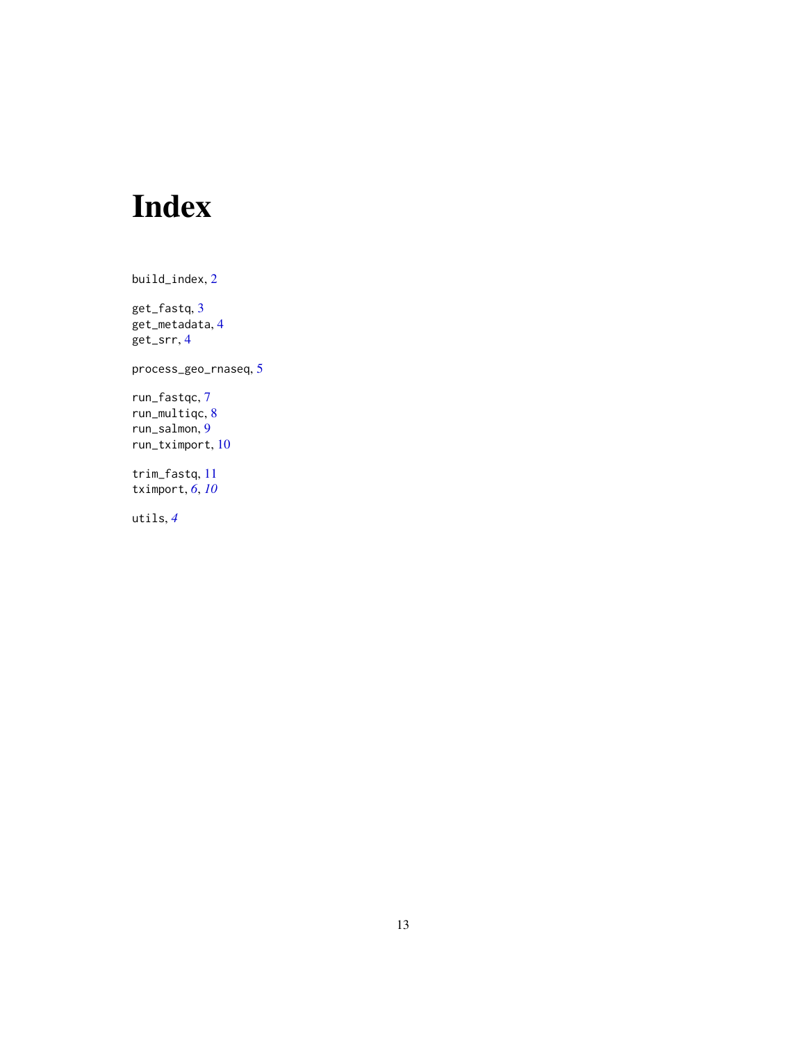# Index

build_index, 2

get_fastq, 3
get_metadata, 4
get_srr, 4

process_geo_rnaseq, 5

run_fastqc, 7
run_multiqc, 8
run_salmon, 9
run_tximport, 10

trim_fastq, 11
tximport, *6*, *10*

utils, *4*